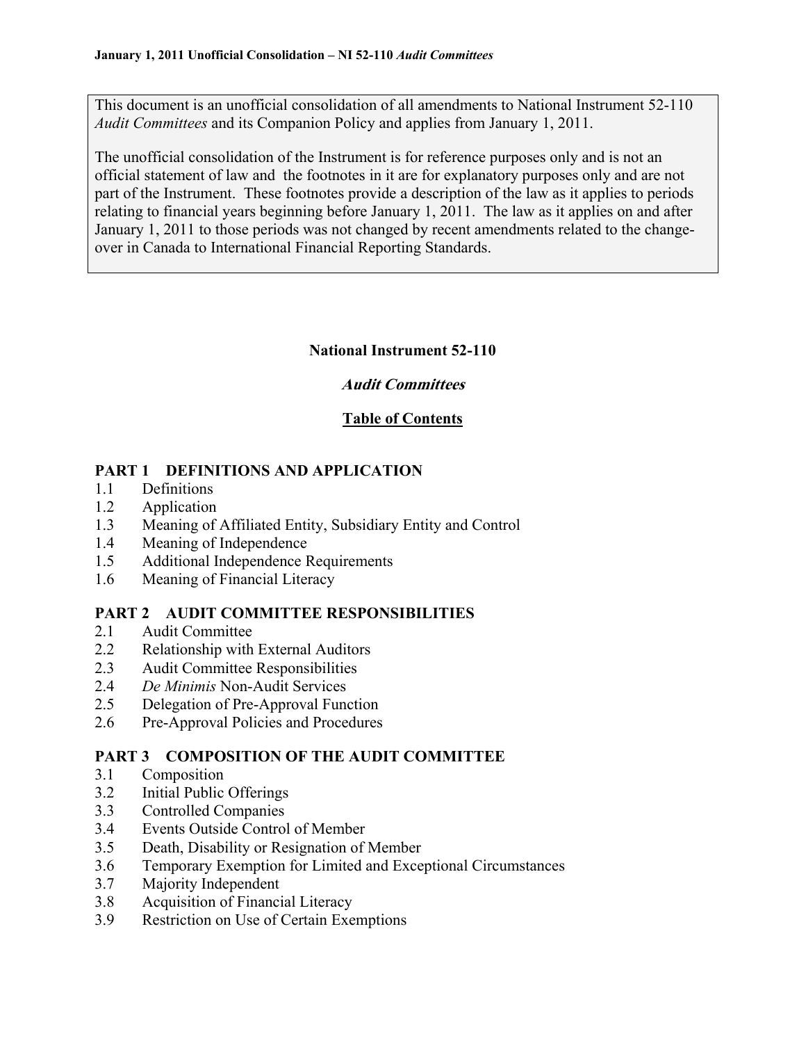This document is an unofficial consolidation of all amendments to National Instrument 52-110 *Audit Committees* and its Companion Policy and applies from January 1, 2011.

The unofficial consolidation of the Instrument is for reference purposes only and is not an official statement of law and the footnotes in it are for explanatory purposes only and are not part of the Instrument. These footnotes provide a description of the law as it applies to periods relating to financial years beginning before January 1, 2011. The law as it applies on and after January 1, 2011 to those periods was not changed by recent amendments related to the change-over in Canada to International Financial Reporting Standards.

# National Instrument 52-110

## *Audit Committees*

### Table of Contents

**PART 1 DEFINITIONS AND APPLICATION**

1.1 Definitions
1.2 Application
1.3 Meaning of Affiliated Entity, Subsidiary Entity and Control
1.4 Meaning of Independence
1.5 Additional Independence Requirements
1.6 Meaning of Financial Literacy

**PART 2 AUDIT COMMITTEE RESPONSIBILITIES**

2.1 Audit Committee
2.2 Relationship with External Auditors
2.3 Audit Committee Responsibilities
2.4 *De Minimis* Non-Audit Services
2.5 Delegation of Pre-Approval Function
2.6 Pre-Approval Policies and Procedures

**PART 3 COMPOSITION OF THE AUDIT COMMITTEE**

3.1 Composition
3.2 Initial Public Offerings
3.3 Controlled Companies
3.4 Events Outside Control of Member
3.5 Death, Disability or Resignation of Member
3.6 Temporary Exemption for Limited and Exceptional Circumstances
3.7 Majority Independent
3.8 Acquisition of Financial Literacy
3.9 Restriction on Use of Certain Exemptions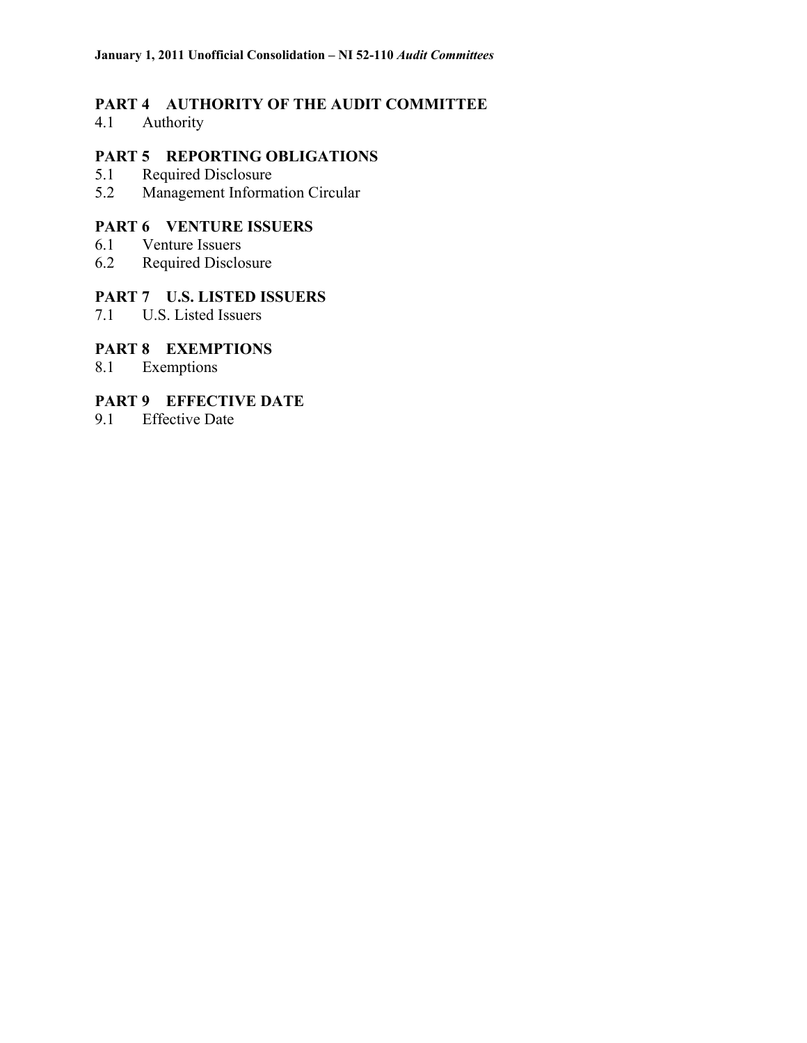**PART 4 AUTHORITY OF THE AUDIT COMMITTEE**

4.1 Authority

**PART 5 REPORTING OBLIGATIONS**

5.1 Required Disclosure

5.2 Management Information Circular

**PART 6 VENTURE ISSUERS**

6.1 Venture Issuers

6.2 Required Disclosure

**PART 7 U.S. LISTED ISSUERS**

7.1 U.S. Listed Issuers

**PART 8 EXEMPTIONS**

8.1 Exemptions

**PART 9 EFFECTIVE DATE**

9.1 Effective Date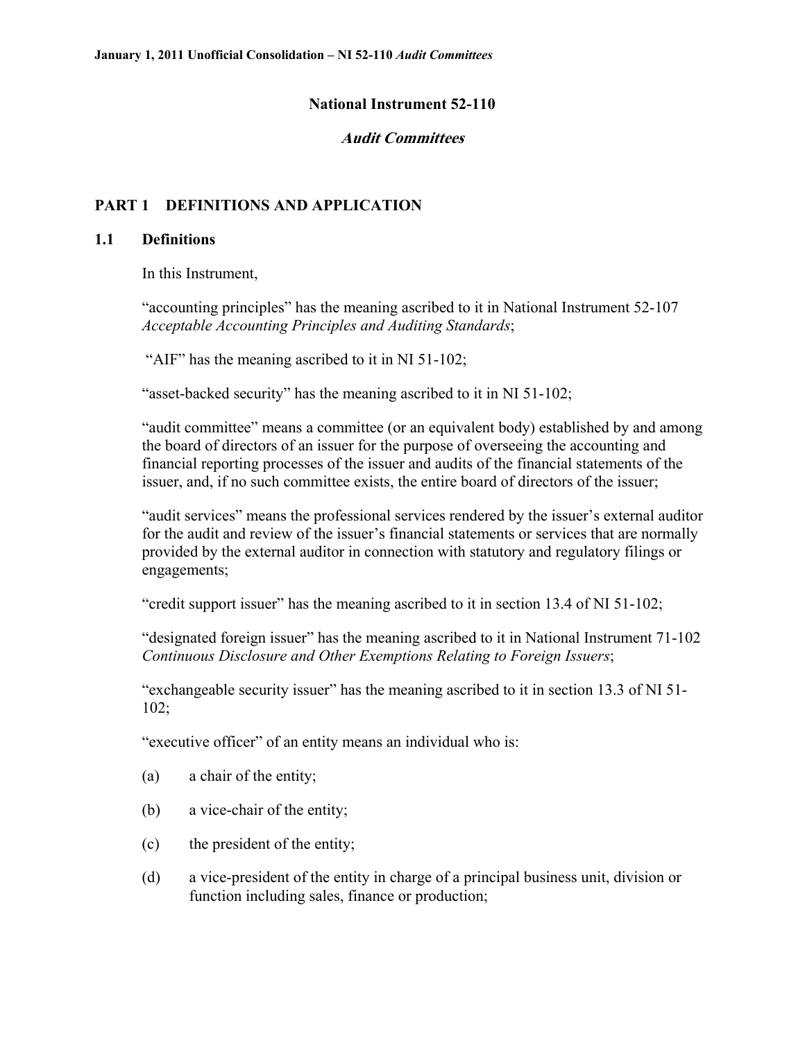# National Instrument 52-110

## *Audit Committees*

## PART 1 DEFINITIONS AND APPLICATION

### 1.1 Definitions

In this Instrument,

"accounting principles" has the meaning ascribed to it in National Instrument 52-107 *Acceptable Accounting Principles and Auditing Standards*;

"AIF" has the meaning ascribed to it in NI 51-102;

"asset-backed security" has the meaning ascribed to it in NI 51-102;

"audit committee" means a committee (or an equivalent body) established by and among the board of directors of an issuer for the purpose of overseeing the accounting and financial reporting processes of the issuer and audits of the financial statements of the issuer, and, if no such committee exists, the entire board of directors of the issuer;

"audit services" means the professional services rendered by the issuer's external auditor for the audit and review of the issuer's financial statements or services that are normally provided by the external auditor in connection with statutory and regulatory filings or engagements;

"credit support issuer" has the meaning ascribed to it in section 13.4 of NI 51-102;

"designated foreign issuer" has the meaning ascribed to it in National Instrument 71-102 *Continuous Disclosure and Other Exemptions Relating to Foreign Issuers*;

"exchangeable security issuer" has the meaning ascribed to it in section 13.3 of NI 51-102;

"executive officer" of an entity means an individual who is:

(a) a chair of the entity;

(b) a vice-chair of the entity;

(c) the president of the entity;

(d) a vice-president of the entity in charge of a principal business unit, division or function including sales, finance or production;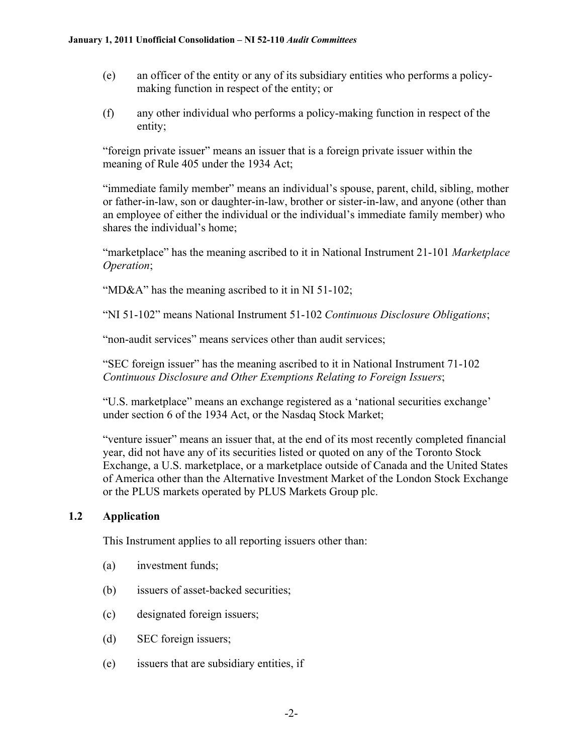(e) an officer of the entity or any of its subsidiary entities who performs a policy-making function in respect of the entity; or

(f) any other individual who performs a policy-making function in respect of the entity;

"foreign private issuer" means an issuer that is a foreign private issuer within the meaning of Rule 405 under the 1934 Act;

"immediate family member" means an individual's spouse, parent, child, sibling, mother or father-in-law, son or daughter-in-law, brother or sister-in-law, and anyone (other than an employee of either the individual or the individual's immediate family member) who shares the individual's home;

"marketplace" has the meaning ascribed to it in National Instrument 21-101 *Marketplace Operation*;

"MD&A" has the meaning ascribed to it in NI 51-102;

"NI 51-102" means National Instrument 51-102 *Continuous Disclosure Obligations*;

"non-audit services" means services other than audit services;

"SEC foreign issuer" has the meaning ascribed to it in National Instrument 71-102 *Continuous Disclosure and Other Exemptions Relating to Foreign Issuers*;

"U.S. marketplace" means an exchange registered as a 'national securities exchange' under section 6 of the 1934 Act, or the Nasdaq Stock Market;

"venture issuer" means an issuer that, at the end of its most recently completed financial year, did not have any of its securities listed or quoted on any of the Toronto Stock Exchange, a U.S. marketplace, or a marketplace outside of Canada and the United States of America other than the Alternative Investment Market of the London Stock Exchange or the PLUS markets operated by PLUS Markets Group plc.

## 1.2 Application

This Instrument applies to all reporting issuers other than:

(a) investment funds;

(b) issuers of asset-backed securities;

(c) designated foreign issuers;

(d) SEC foreign issuers;

(e) issuers that are subsidiary entities, if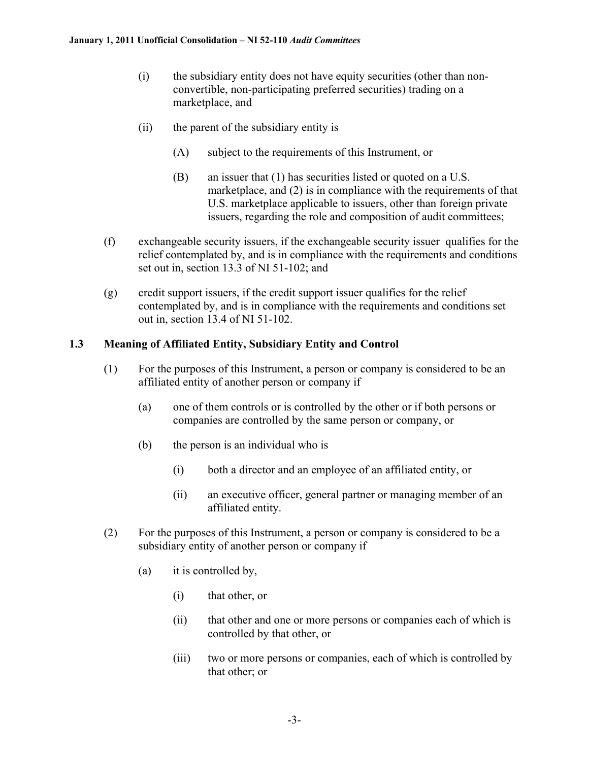(i) the subsidiary entity does not have equity securities (other than non-convertible, non-participating preferred securities) trading on a marketplace, and

(ii) the parent of the subsidiary entity is

(A) subject to the requirements of this Instrument, or

(B) an issuer that (1) has securities listed or quoted on a U.S. marketplace, and (2) is in compliance with the requirements of that U.S. marketplace applicable to issuers, other than foreign private issuers, regarding the role and composition of audit committees;

(f) exchangeable security issuers, if the exchangeable security issuer qualifies for the relief contemplated by, and is in compliance with the requirements and conditions set out in, section 13.3 of NI 51-102; and

(g) credit support issuers, if the credit support issuer qualifies for the relief contemplated by, and is in compliance with the requirements and conditions set out in, section 13.4 of NI 51-102.

### 1.3 Meaning of Affiliated Entity, Subsidiary Entity and Control

(1) For the purposes of this Instrument, a person or company is considered to be an affiliated entity of another person or company if

(a) one of them controls or is controlled by the other or if both persons or companies are controlled by the same person or company, or

(b) the person is an individual who is

(i) both a director and an employee of an affiliated entity, or

(ii) an executive officer, general partner or managing member of an affiliated entity.

(2) For the purposes of this Instrument, a person or company is considered to be a subsidiary entity of another person or company if

(a) it is controlled by,

(i) that other, or

(ii) that other and one or more persons or companies each of which is controlled by that other, or

(iii) two or more persons or companies, each of which is controlled by that other; or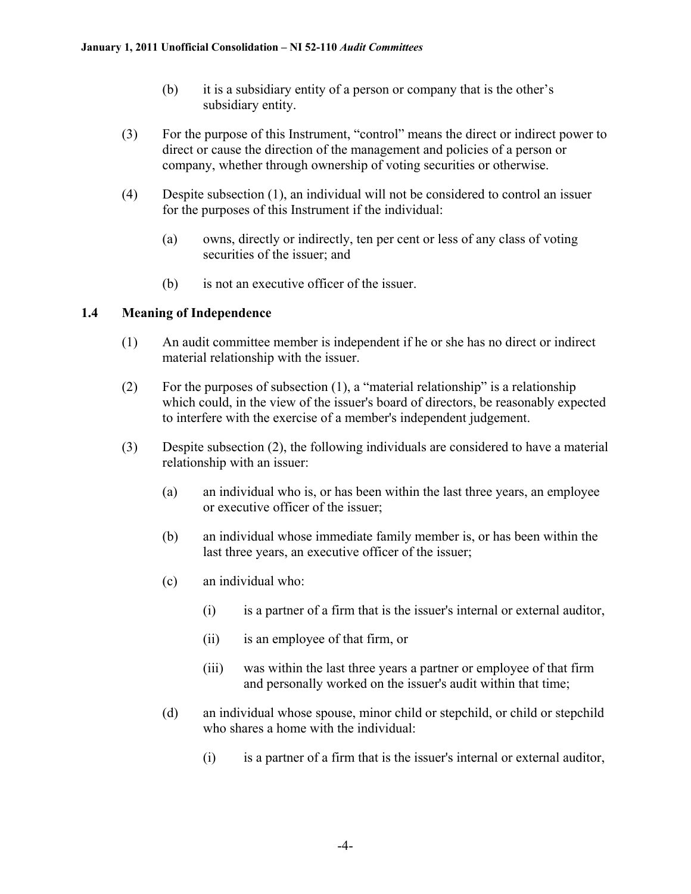(b) it is a subsidiary entity of a person or company that is the other's subsidiary entity.

(3) For the purpose of this Instrument, "control" means the direct or indirect power to direct or cause the direction of the management and policies of a person or company, whether through ownership of voting securities or otherwise.

(4) Despite subsection (1), an individual will not be considered to control an issuer for the purposes of this Instrument if the individual:

(a) owns, directly or indirectly, ten per cent or less of any class of voting securities of the issuer; and

(b) is not an executive officer of the issuer.

### 1.4 Meaning of Independence

(1) An audit committee member is independent if he or she has no direct or indirect material relationship with the issuer.

(2) For the purposes of subsection (1), a "material relationship" is a relationship which could, in the view of the issuer's board of directors, be reasonably expected to interfere with the exercise of a member's independent judgement.

(3) Despite subsection (2), the following individuals are considered to have a material relationship with an issuer:

(a) an individual who is, or has been within the last three years, an employee or executive officer of the issuer;

(b) an individual whose immediate family member is, or has been within the last three years, an executive officer of the issuer;

(c) an individual who:

(i) is a partner of a firm that is the issuer's internal or external auditor,

(ii) is an employee of that firm, or

(iii) was within the last three years a partner or employee of that firm and personally worked on the issuer's audit within that time;

(d) an individual whose spouse, minor child or stepchild, or child or stepchild who shares a home with the individual:

(i) is a partner of a firm that is the issuer's internal or external auditor,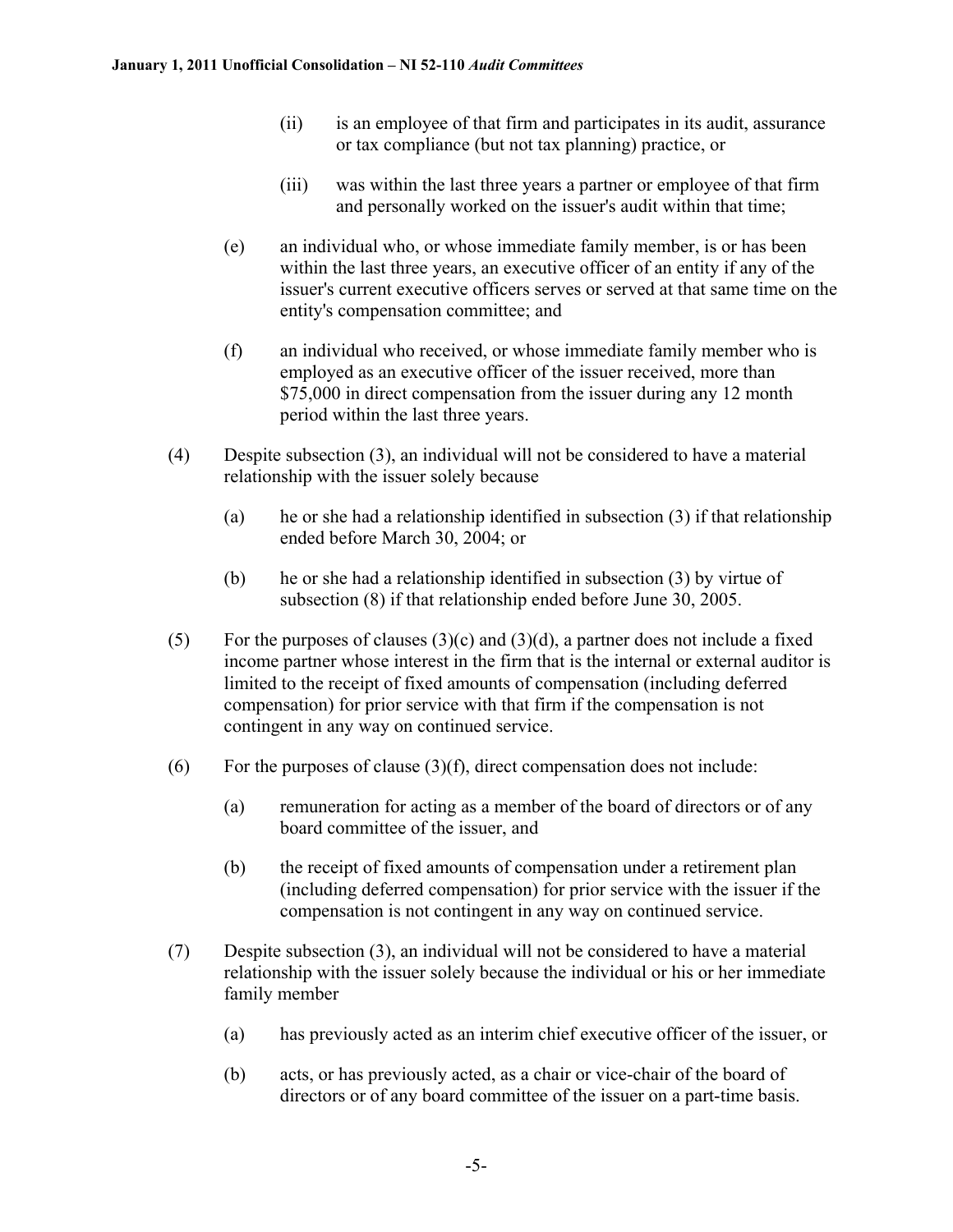(ii) is an employee of that firm and participates in its audit, assurance or tax compliance (but not tax planning) practice, or

(iii) was within the last three years a partner or employee of that firm and personally worked on the issuer's audit within that time;

(e) an individual who, or whose immediate family member, is or has been within the last three years, an executive officer of an entity if any of the issuer's current executive officers serves or served at that same time on the entity's compensation committee; and

(f) an individual who received, or whose immediate family member who is employed as an executive officer of the issuer received, more than $75,000 in direct compensation from the issuer during any 12 month period within the last three years.

(4) Despite subsection (3), an individual will not be considered to have a material relationship with the issuer solely because

(a) he or she had a relationship identified in subsection (3) if that relationship ended before March 30, 2004; or

(b) he or she had a relationship identified in subsection (3) by virtue of subsection (8) if that relationship ended before June 30, 2005.

(5) For the purposes of clauses (3)(c) and (3)(d), a partner does not include a fixed income partner whose interest in the firm that is the internal or external auditor is limited to the receipt of fixed amounts of compensation (including deferred compensation) for prior service with that firm if the compensation is not contingent in any way on continued service.

(6) For the purposes of clause (3)(f), direct compensation does not include:

(a) remuneration for acting as a member of the board of directors or of any board committee of the issuer, and

(b) the receipt of fixed amounts of compensation under a retirement plan (including deferred compensation) for prior service with the issuer if the compensation is not contingent in any way on continued service.

(7) Despite subsection (3), an individual will not be considered to have a material relationship with the issuer solely because the individual or his or her immediate family member

(a) has previously acted as an interim chief executive officer of the issuer, or

(b) acts, or has previously acted, as a chair or vice-chair of the board of directors or of any board committee of the issuer on a part-time basis.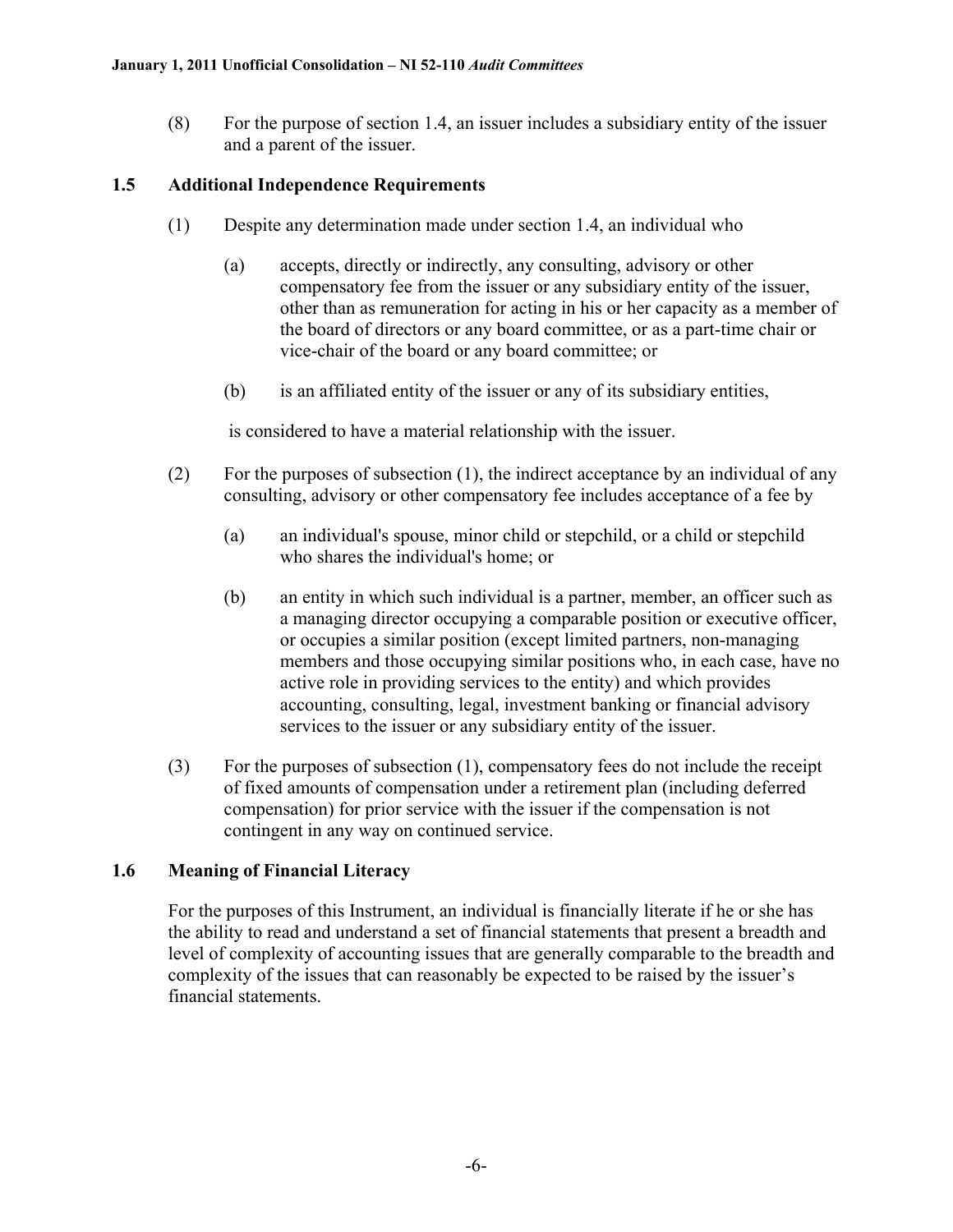(8) For the purpose of section 1.4, an issuer includes a subsidiary entity of the issuer and a parent of the issuer.

### 1.5 Additional Independence Requirements

(1) Despite any determination made under section 1.4, an individual who

(a) accepts, directly or indirectly, any consulting, advisory or other compensatory fee from the issuer or any subsidiary entity of the issuer, other than as remuneration for acting in his or her capacity as a member of the board of directors or any board committee, or as a part-time chair or vice-chair of the board or any board committee; or

(b) is an affiliated entity of the issuer or any of its subsidiary entities,

is considered to have a material relationship with the issuer.

(2) For the purposes of subsection (1), the indirect acceptance by an individual of any consulting, advisory or other compensatory fee includes acceptance of a fee by

(a) an individual's spouse, minor child or stepchild, or a child or stepchild who shares the individual's home; or

(b) an entity in which such individual is a partner, member, an officer such as a managing director occupying a comparable position or executive officer, or occupies a similar position (except limited partners, non-managing members and those occupying similar positions who, in each case, have no active role in providing services to the entity) and which provides accounting, consulting, legal, investment banking or financial advisory services to the issuer or any subsidiary entity of the issuer.

(3) For the purposes of subsection (1), compensatory fees do not include the receipt of fixed amounts of compensation under a retirement plan (including deferred compensation) for prior service with the issuer if the compensation is not contingent in any way on continued service.

### 1.6 Meaning of Financial Literacy

For the purposes of this Instrument, an individual is financially literate if he or she has the ability to read and understand a set of financial statements that present a breadth and level of complexity of accounting issues that are generally comparable to the breadth and complexity of the issues that can reasonably be expected to be raised by the issuer's financial statements.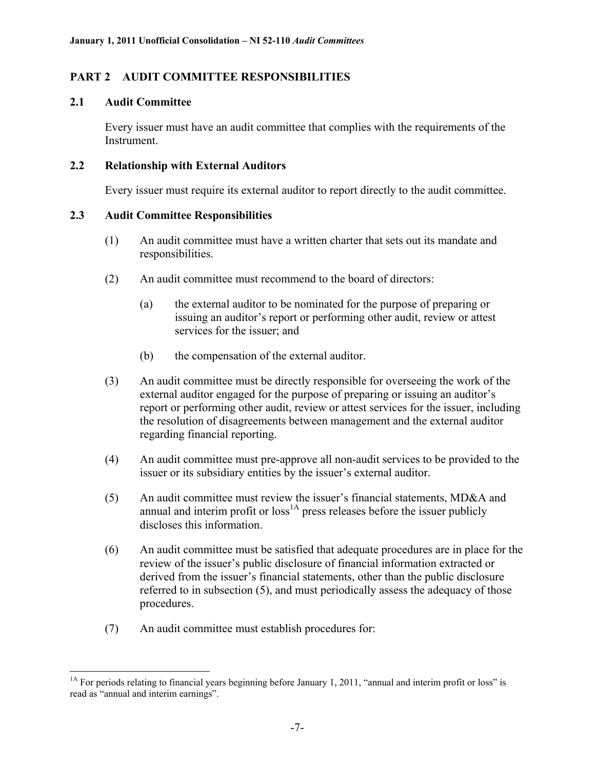## PART 2 AUDIT COMMITTEE RESPONSIBILITIES

### 2.1 Audit Committee

Every issuer must have an audit committee that complies with the requirements of the Instrument.

### 2.2 Relationship with External Auditors

Every issuer must require its external auditor to report directly to the audit committee.

### 2.3 Audit Committee Responsibilities

(1) An audit committee must have a written charter that sets out its mandate and responsibilities.

(2) An audit committee must recommend to the board of directors:

(a) the external auditor to be nominated for the purpose of preparing or issuing an auditor's report or performing other audit, review or attest services for the issuer; and

(b) the compensation of the external auditor.

(3) An audit committee must be directly responsible for overseeing the work of the external auditor engaged for the purpose of preparing or issuing an auditor's report or performing other audit, review or attest services for the issuer, including the resolution of disagreements between management and the external auditor regarding financial reporting.

(4) An audit committee must pre-approve all non-audit services to be provided to the issuer or its subsidiary entities by the issuer's external auditor.

(5) An audit committee must review the issuer's financial statements, MD&A and annual and interim profit or loss[1A] press releases before the issuer publicly discloses this information.

(6) An audit committee must be satisfied that adequate procedures are in place for the review of the issuer's public disclosure of financial information extracted or derived from the issuer's financial statements, other than the public disclosure referred to in subsection (5), and must periodically assess the adequacy of those procedures.

(7) An audit committee must establish procedures for:

---

[1A] For periods relating to financial years beginning before January 1, 2011, "annual and interim profit or loss" is read as "annual and interim earnings".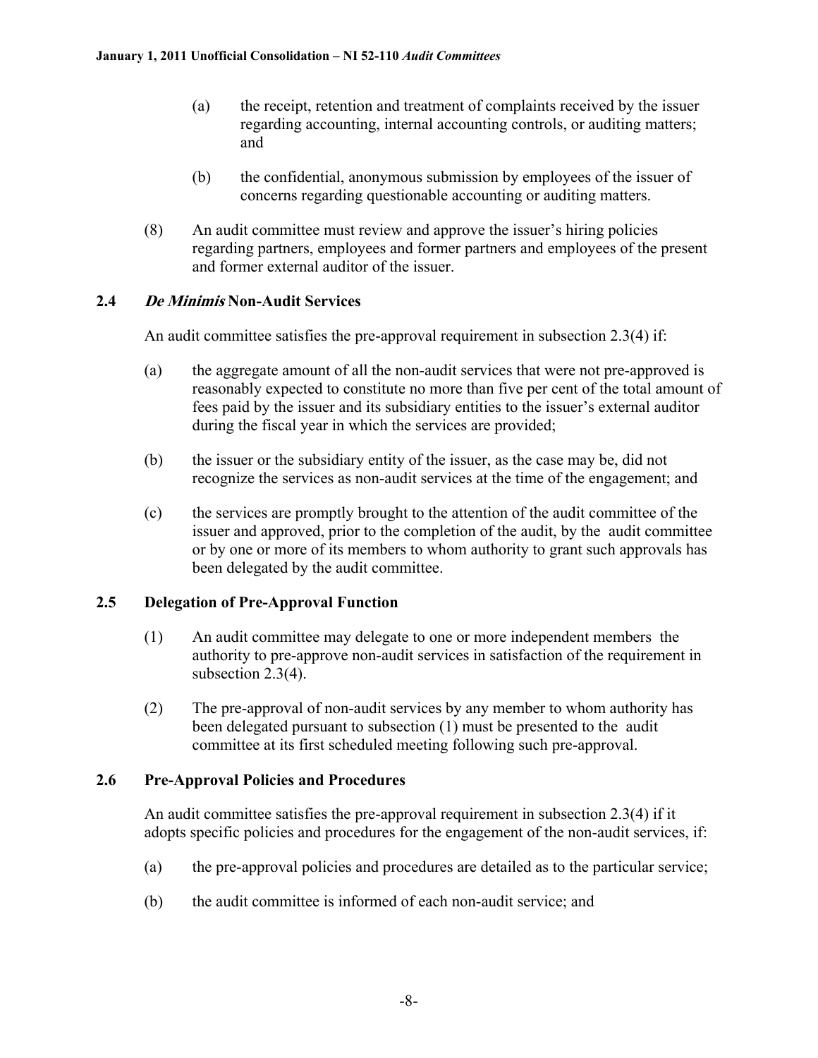(a) the receipt, retention and treatment of complaints received by the issuer regarding accounting, internal accounting controls, or auditing matters; and

(b) the confidential, anonymous submission by employees of the issuer of concerns regarding questionable accounting or auditing matters.

(8) An audit committee must review and approve the issuer's hiring policies regarding partners, employees and former partners and employees of the present and former external auditor of the issuer.

### 2.4 *De Minimis* Non-Audit Services

An audit committee satisfies the pre-approval requirement in subsection 2.3(4) if:

(a) the aggregate amount of all the non-audit services that were not pre-approved is reasonably expected to constitute no more than five per cent of the total amount of fees paid by the issuer and its subsidiary entities to the issuer's external auditor during the fiscal year in which the services are provided;

(b) the issuer or the subsidiary entity of the issuer, as the case may be, did not recognize the services as non-audit services at the time of the engagement; and

(c) the services are promptly brought to the attention of the audit committee of the issuer and approved, prior to the completion of the audit, by the audit committee or by one or more of its members to whom authority to grant such approvals has been delegated by the audit committee.

### 2.5 Delegation of Pre-Approval Function

(1) An audit committee may delegate to one or more independent members the authority to pre-approve non-audit services in satisfaction of the requirement in subsection 2.3(4).

(2) The pre-approval of non-audit services by any member to whom authority has been delegated pursuant to subsection (1) must be presented to the audit committee at its first scheduled meeting following such pre-approval.

### 2.6 Pre-Approval Policies and Procedures

An audit committee satisfies the pre-approval requirement in subsection 2.3(4) if it adopts specific policies and procedures for the engagement of the non-audit services, if:

(a) the pre-approval policies and procedures are detailed as to the particular service;

(b) the audit committee is informed of each non-audit service; and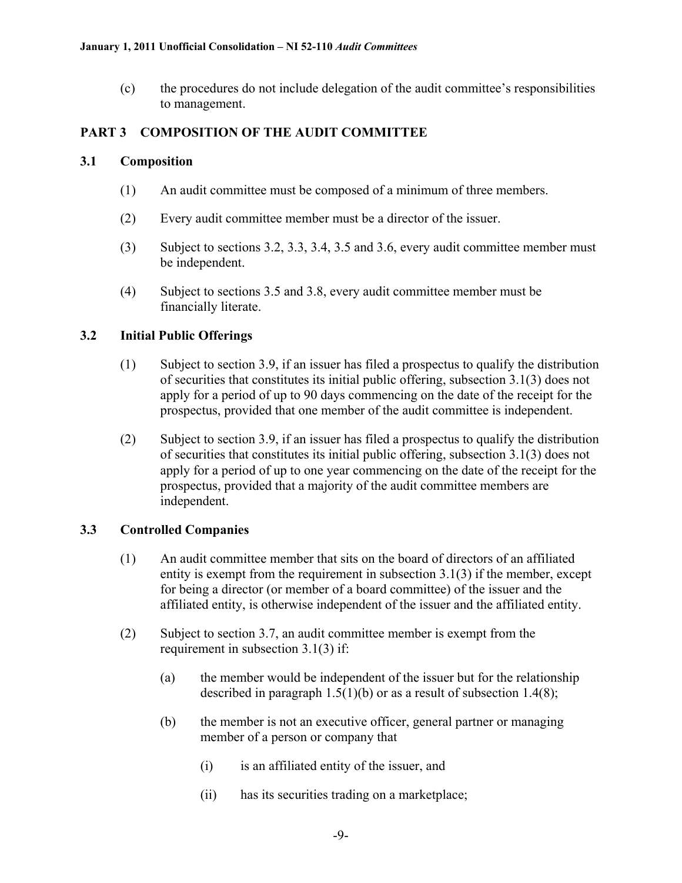(c) the procedures do not include delegation of the audit committee's responsibilities to management.

## PART 3 COMPOSITION OF THE AUDIT COMMITTEE

### 3.1 Composition

(1) An audit committee must be composed of a minimum of three members.

(2) Every audit committee member must be a director of the issuer.

(3) Subject to sections 3.2, 3.3, 3.4, 3.5 and 3.6, every audit committee member must be independent.

(4) Subject to sections 3.5 and 3.8, every audit committee member must be financially literate.

### 3.2 Initial Public Offerings

(1) Subject to section 3.9, if an issuer has filed a prospectus to qualify the distribution of securities that constitutes its initial public offering, subsection 3.1(3) does not apply for a period of up to 90 days commencing on the date of the receipt for the prospectus, provided that one member of the audit committee is independent.

(2) Subject to section 3.9, if an issuer has filed a prospectus to qualify the distribution of securities that constitutes its initial public offering, subsection 3.1(3) does not apply for a period of up to one year commencing on the date of the receipt for the prospectus, provided that a majority of the audit committee members are independent.

### 3.3 Controlled Companies

(1) An audit committee member that sits on the board of directors of an affiliated entity is exempt from the requirement in subsection 3.1(3) if the member, except for being a director (or member of a board committee) of the issuer and the affiliated entity, is otherwise independent of the issuer and the affiliated entity.

(2) Subject to section 3.7, an audit committee member is exempt from the requirement in subsection 3.1(3) if:

(a) the member would be independent of the issuer but for the relationship described in paragraph 1.5(1)(b) or as a result of subsection 1.4(8);

(b) the member is not an executive officer, general partner or managing member of a person or company that

(i) is an affiliated entity of the issuer, and

(ii) has its securities trading on a marketplace;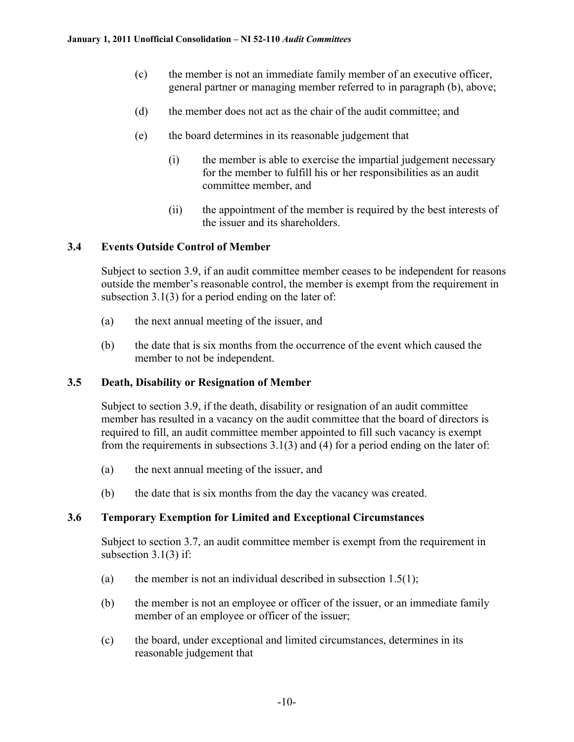(c) the member is not an immediate family member of an executive officer, general partner or managing member referred to in paragraph (b), above;

(d) the member does not act as the chair of the audit committee; and

(e) the board determines in its reasonable judgement that

  (i) the member is able to exercise the impartial judgement necessary for the member to fulfill his or her responsibilities as an audit committee member, and

  (ii) the appointment of the member is required by the best interests of the issuer and its shareholders.

### 3.4 Events Outside Control of Member

Subject to section 3.9, if an audit committee member ceases to be independent for reasons outside the member's reasonable control, the member is exempt from the requirement in subsection 3.1(3) for a period ending on the later of:

(a) the next annual meeting of the issuer, and

(b) the date that is six months from the occurrence of the event which caused the member to not be independent.

### 3.5 Death, Disability or Resignation of Member

Subject to section 3.9, if the death, disability or resignation of an audit committee member has resulted in a vacancy on the audit committee that the board of directors is required to fill, an audit committee member appointed to fill such vacancy is exempt from the requirements in subsections 3.1(3) and (4) for a period ending on the later of:

(a) the next annual meeting of the issuer, and

(b) the date that is six months from the day the vacancy was created.

### 3.6 Temporary Exemption for Limited and Exceptional Circumstances

Subject to section 3.7, an audit committee member is exempt from the requirement in subsection 3.1(3) if:

(a) the member is not an individual described in subsection 1.5(1);

(b) the member is not an employee or officer of the issuer, or an immediate family member of an employee or officer of the issuer;

(c) the board, under exceptional and limited circumstances, determines in its reasonable judgement that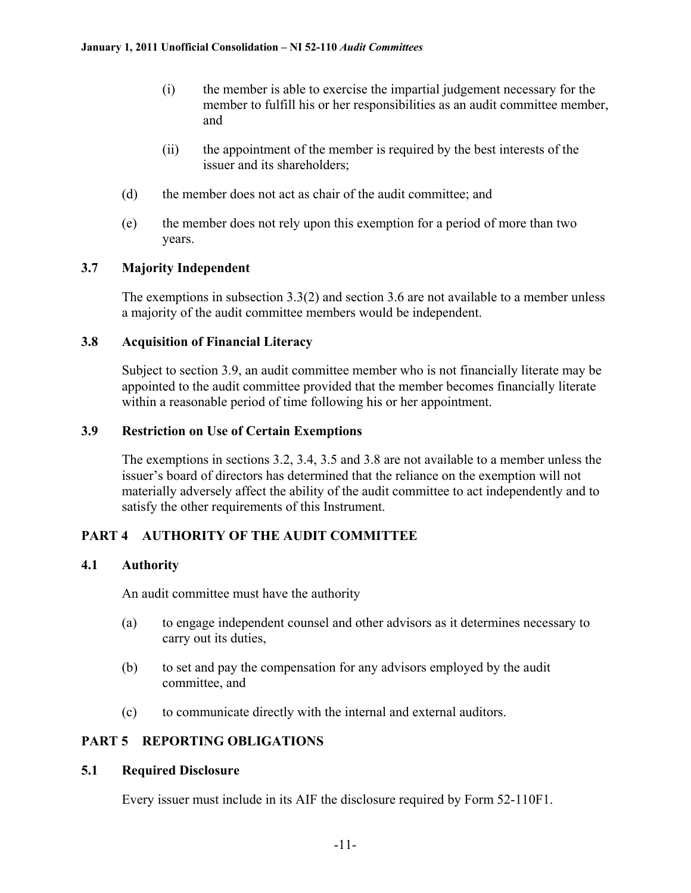(i) the member is able to exercise the impartial judgement necessary for the member to fulfill his or her responsibilities as an audit committee member, and

(ii) the appointment of the member is required by the best interests of the issuer and its shareholders;

(d) the member does not act as chair of the audit committee; and

(e) the member does not rely upon this exemption for a period of more than two years.

### 3.7 Majority Independent

The exemptions in subsection 3.3(2) and section 3.6 are not available to a member unless a majority of the audit committee members would be independent.

### 3.8 Acquisition of Financial Literacy

Subject to section 3.9, an audit committee member who is not financially literate may be appointed to the audit committee provided that the member becomes financially literate within a reasonable period of time following his or her appointment.

### 3.9 Restriction on Use of Certain Exemptions

The exemptions in sections 3.2, 3.4, 3.5 and 3.8 are not available to a member unless the issuer's board of directors has determined that the reliance on the exemption will not materially adversely affect the ability of the audit committee to act independently and to satisfy the other requirements of this Instrument.

## PART 4 AUTHORITY OF THE AUDIT COMMITTEE

### 4.1 Authority

An audit committee must have the authority

(a) to engage independent counsel and other advisors as it determines necessary to carry out its duties,

(b) to set and pay the compensation for any advisors employed by the audit committee, and

(c) to communicate directly with the internal and external auditors.

## PART 5 REPORTING OBLIGATIONS

### 5.1 Required Disclosure

Every issuer must include in its AIF the disclosure required by Form 52-110F1.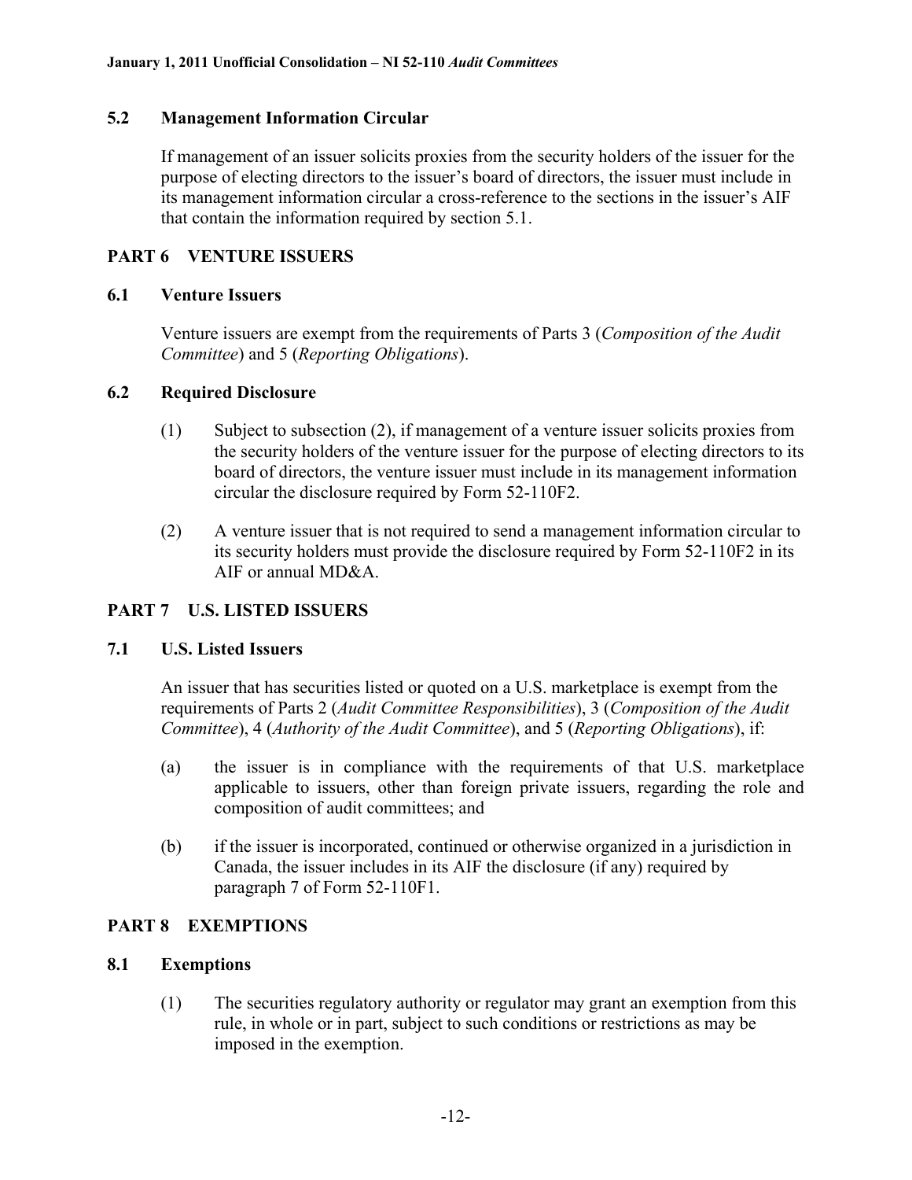### 5.2 Management Information Circular

If management of an issuer solicits proxies from the security holders of the issuer for the purpose of electing directors to the issuer's board of directors, the issuer must include in its management information circular a cross-reference to the sections in the issuer's AIF that contain the information required by section 5.1.

## PART 6 VENTURE ISSUERS

### 6.1 Venture Issuers

Venture issuers are exempt from the requirements of Parts 3 (*Composition of the Audit Committee*) and 5 (*Reporting Obligations*).

### 6.2 Required Disclosure

(1) Subject to subsection (2), if management of a venture issuer solicits proxies from the security holders of the venture issuer for the purpose of electing directors to its board of directors, the venture issuer must include in its management information circular the disclosure required by Form 52-110F2.

(2) A venture issuer that is not required to send a management information circular to its security holders must provide the disclosure required by Form 52-110F2 in its AIF or annual MD&A.

## PART 7 U.S. LISTED ISSUERS

### 7.1 U.S. Listed Issuers

An issuer that has securities listed or quoted on a U.S. marketplace is exempt from the requirements of Parts 2 (*Audit Committee Responsibilities*), 3 (*Composition of the Audit Committee*), 4 (*Authority of the Audit Committee*), and 5 (*Reporting Obligations*), if:

(a) the issuer is in compliance with the requirements of that U.S. marketplace applicable to issuers, other than foreign private issuers, regarding the role and composition of audit committees; and

(b) if the issuer is incorporated, continued or otherwise organized in a jurisdiction in Canada, the issuer includes in its AIF the disclosure (if any) required by paragraph 7 of Form 52-110F1.

## PART 8 EXEMPTIONS

### 8.1 Exemptions

(1) The securities regulatory authority or regulator may grant an exemption from this rule, in whole or in part, subject to such conditions or restrictions as may be imposed in the exemption.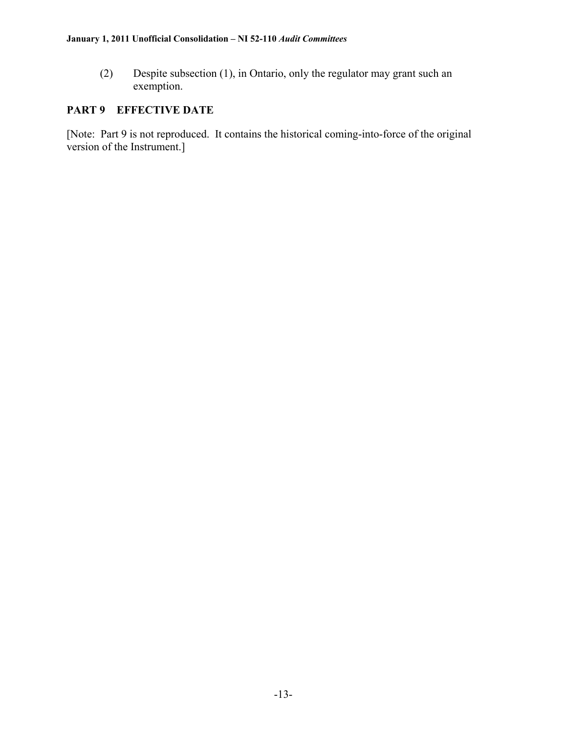(2) Despite subsection (1), in Ontario, only the regulator may grant such an exemption.

## PART 9 EFFECTIVE DATE

[Note: Part 9 is not reproduced. It contains the historical coming-into-force of the original version of the Instrument.]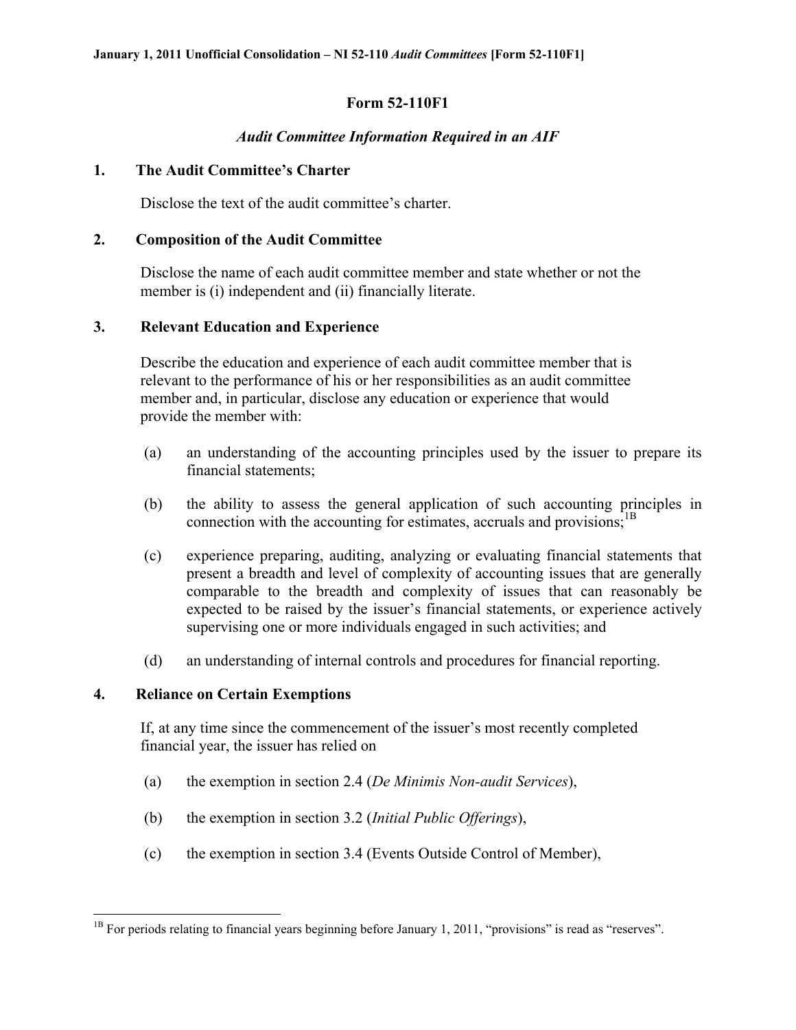# Form 52-110F1

## *Audit Committee Information Required in an AIF*

### 1. The Audit Committee's Charter

Disclose the text of the audit committee's charter.

### 2. Composition of the Audit Committee

Disclose the name of each audit committee member and state whether or not the member is (i) independent and (ii) financially literate.

### 3. Relevant Education and Experience

Describe the education and experience of each audit committee member that is relevant to the performance of his or her responsibilities as an audit committee member and, in particular, disclose any education or experience that would provide the member with:

(a) an understanding of the accounting principles used by the issuer to prepare its financial statements;

(b) the ability to assess the general application of such accounting principles in connection with the accounting for estimates, accruals and provisions;[1B]

(c) experience preparing, auditing, analyzing or evaluating financial statements that present a breadth and level of complexity of accounting issues that are generally comparable to the breadth and complexity of issues that can reasonably be expected to be raised by the issuer's financial statements, or experience actively supervising one or more individuals engaged in such activities; and

(d) an understanding of internal controls and procedures for financial reporting.

### 4. Reliance on Certain Exemptions

If, at any time since the commencement of the issuer's most recently completed financial year, the issuer has relied on

(a) the exemption in section 2.4 (*De Minimis Non-audit Services*),

(b) the exemption in section 3.2 (*Initial Public Offerings*),

(c) the exemption in section 3.4 (Events Outside Control of Member),

---

[1B] For periods relating to financial years beginning before January 1, 2011, "provisions" is read as "reserves".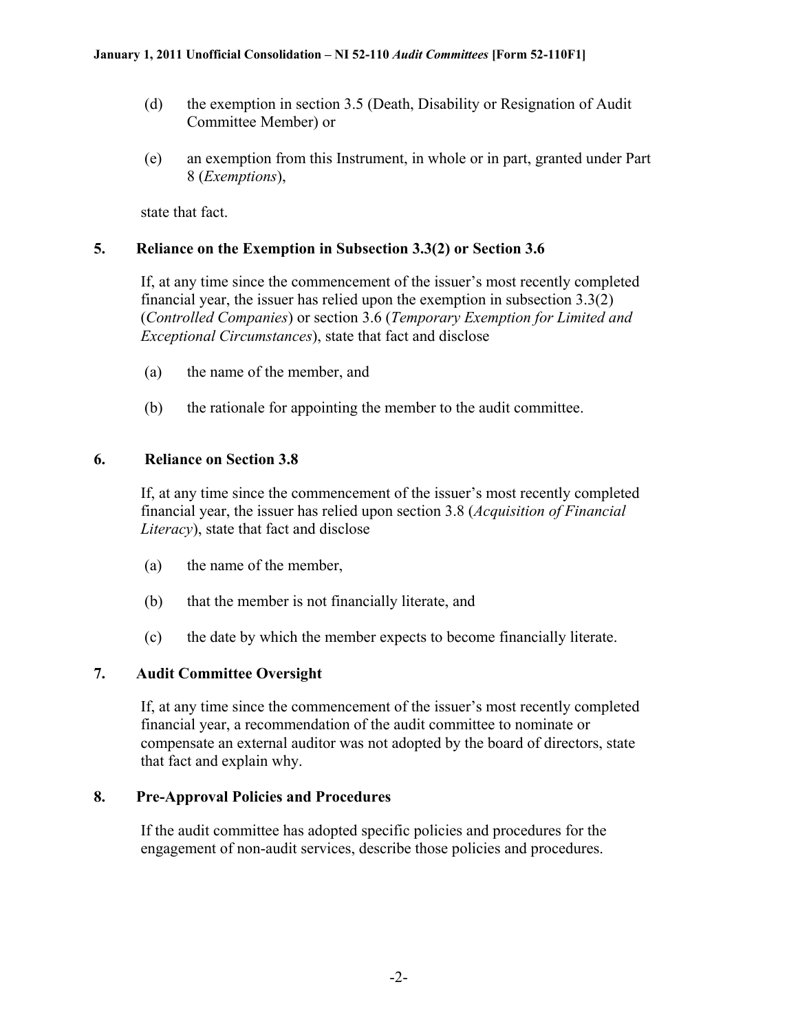(d) the exemption in section 3.5 (Death, Disability or Resignation of Audit Committee Member) or

(e) an exemption from this Instrument, in whole or in part, granted under Part 8 (*Exemptions*),

state that fact.

## 5. Reliance on the Exemption in Subsection 3.3(2) or Section 3.6

If, at any time since the commencement of the issuer's most recently completed financial year, the issuer has relied upon the exemption in subsection 3.3(2) (*Controlled Companies*) or section 3.6 (*Temporary Exemption for Limited and Exceptional Circumstances*), state that fact and disclose

(a) the name of the member, and

(b) the rationale for appointing the member to the audit committee.

## 6. Reliance on Section 3.8

If, at any time since the commencement of the issuer's most recently completed financial year, the issuer has relied upon section 3.8 (*Acquisition of Financial Literacy*), state that fact and disclose

(a) the name of the member,

(b) that the member is not financially literate, and

(c) the date by which the member expects to become financially literate.

## 7. Audit Committee Oversight

If, at any time since the commencement of the issuer's most recently completed financial year, a recommendation of the audit committee to nominate or compensate an external auditor was not adopted by the board of directors, state that fact and explain why.

## 8. Pre-Approval Policies and Procedures

If the audit committee has adopted specific policies and procedures for the engagement of non-audit services, describe those policies and procedures.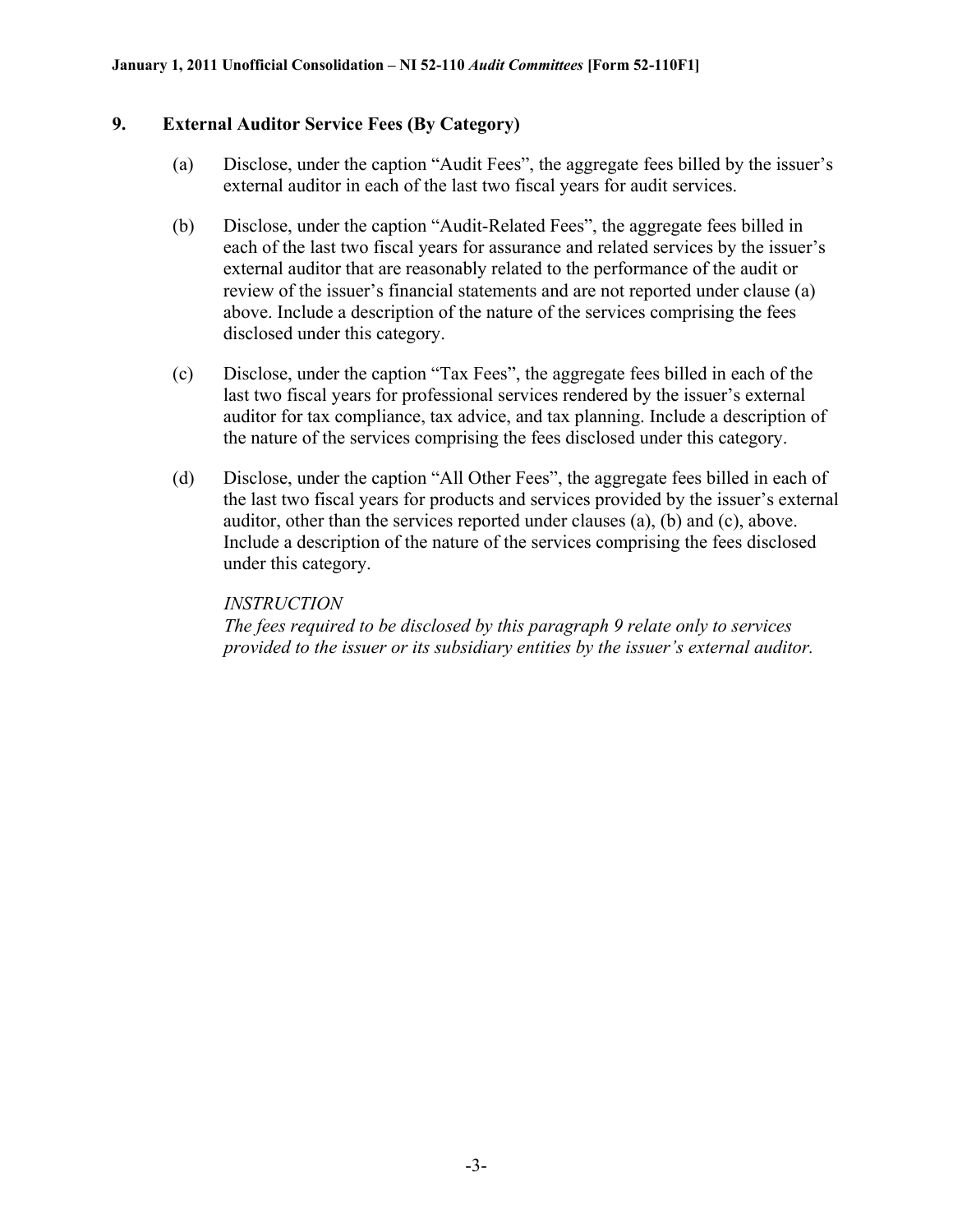## 9. External Auditor Service Fees (By Category)

(a) Disclose, under the caption "Audit Fees", the aggregate fees billed by the issuer's external auditor in each of the last two fiscal years for audit services.

(b) Disclose, under the caption "Audit-Related Fees", the aggregate fees billed in each of the last two fiscal years for assurance and related services by the issuer's external auditor that are reasonably related to the performance of the audit or review of the issuer's financial statements and are not reported under clause (a) above. Include a description of the nature of the services comprising the fees disclosed under this category.

(c) Disclose, under the caption "Tax Fees", the aggregate fees billed in each of the last two fiscal years for professional services rendered by the issuer's external auditor for tax compliance, tax advice, and tax planning. Include a description of the nature of the services comprising the fees disclosed under this category.

(d) Disclose, under the caption "All Other Fees", the aggregate fees billed in each of the last two fiscal years for products and services provided by the issuer's external auditor, other than the services reported under clauses (a), (b) and (c), above. Include a description of the nature of the services comprising the fees disclosed under this category.

*INSTRUCTION*
*The fees required to be disclosed by this paragraph 9 relate only to services provided to the issuer or its subsidiary entities by the issuer's external auditor.*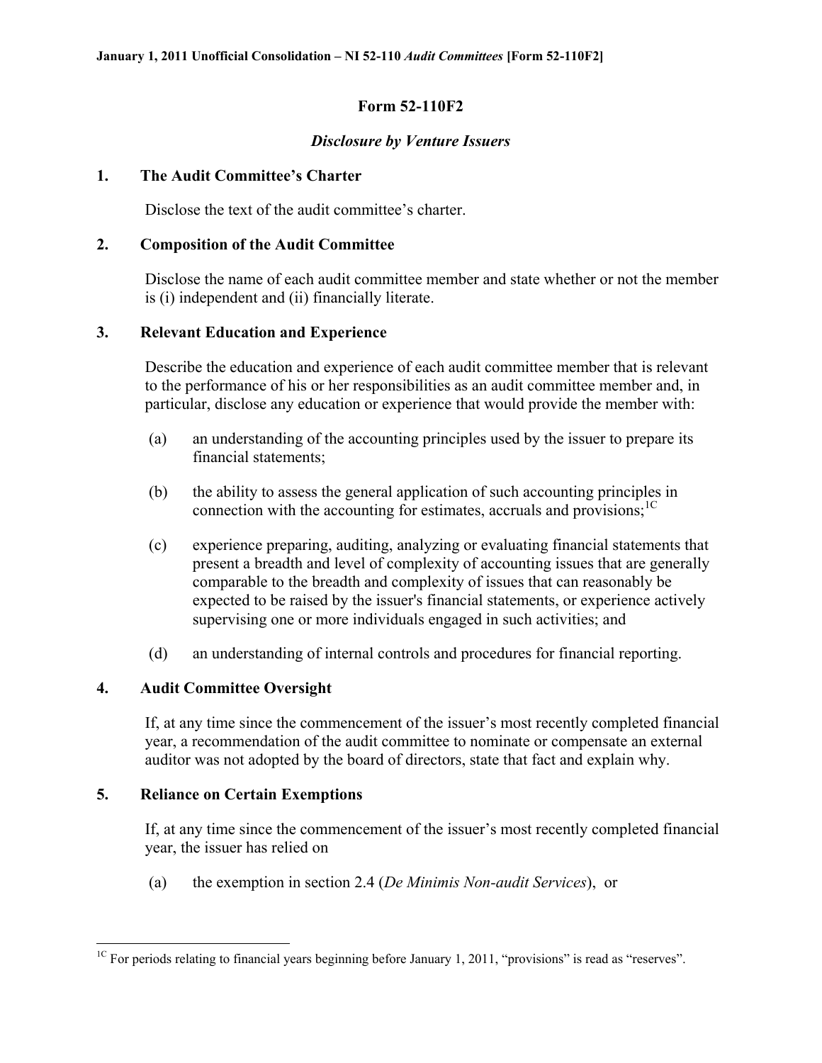# Form 52-110F2

## *Disclosure by Venture Issuers*

### 1. The Audit Committee's Charter

Disclose the text of the audit committee's charter.

### 2. Composition of the Audit Committee

Disclose the name of each audit committee member and state whether or not the member is (i) independent and (ii) financially literate.

### 3. Relevant Education and Experience

Describe the education and experience of each audit committee member that is relevant to the performance of his or her responsibilities as an audit committee member and, in particular, disclose any education or experience that would provide the member with:

(a) an understanding of the accounting principles used by the issuer to prepare its financial statements;

(b) the ability to assess the general application of such accounting principles in connection with the accounting for estimates, accruals and provisions;[1C]

(c) experience preparing, auditing, analyzing or evaluating financial statements that present a breadth and level of complexity of accounting issues that are generally comparable to the breadth and complexity of issues that can reasonably be expected to be raised by the issuer's financial statements, or experience actively supervising one or more individuals engaged in such activities; and

(d) an understanding of internal controls and procedures for financial reporting.

### 4. Audit Committee Oversight

If, at any time since the commencement of the issuer's most recently completed financial year, a recommendation of the audit committee to nominate or compensate an external auditor was not adopted by the board of directors, state that fact and explain why.

### 5. Reliance on Certain Exemptions

If, at any time since the commencement of the issuer's most recently completed financial year, the issuer has relied on

(a) the exemption in section 2.4 (*De Minimis Non-audit Services*), or

---

[1C] For periods relating to financial years beginning before January 1, 2011, "provisions" is read as "reserves".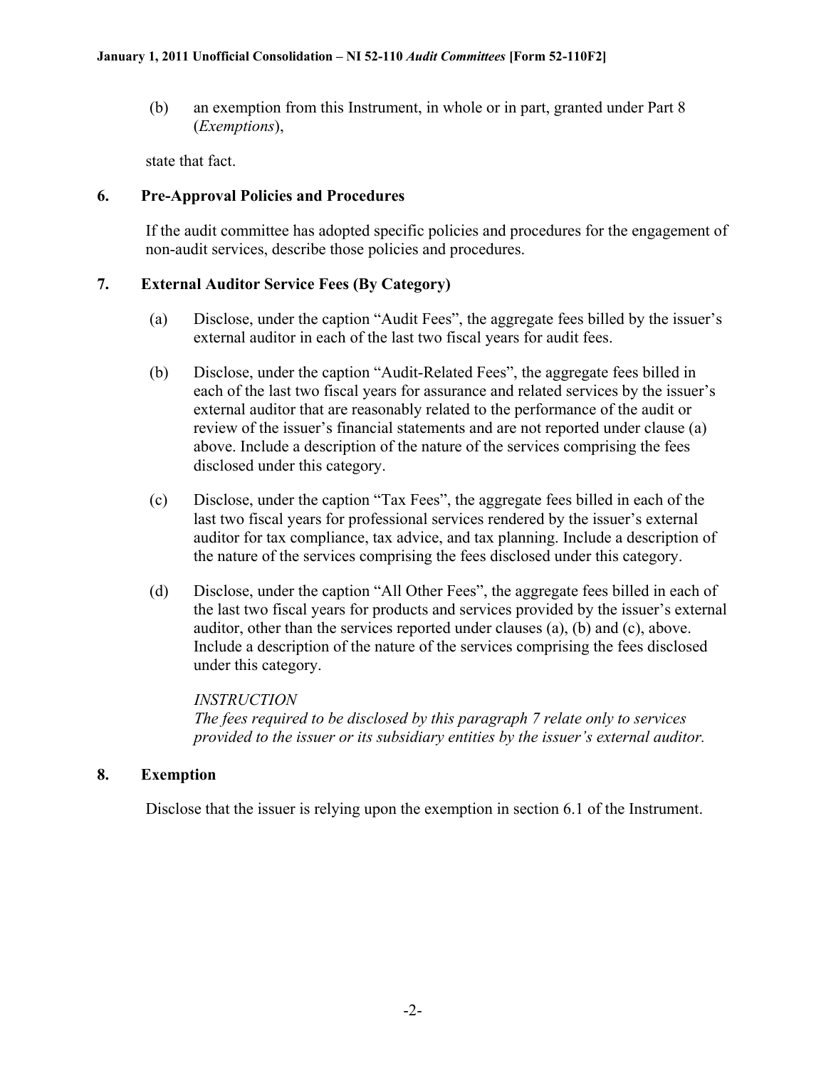(b) an exemption from this Instrument, in whole or in part, granted under Part 8 (*Exemptions*),

state that fact.

## 6. Pre-Approval Policies and Procedures

If the audit committee has adopted specific policies and procedures for the engagement of non-audit services, describe those policies and procedures.

## 7. External Auditor Service Fees (By Category)

(a) Disclose, under the caption "Audit Fees", the aggregate fees billed by the issuer's external auditor in each of the last two fiscal years for audit fees.

(b) Disclose, under the caption "Audit-Related Fees", the aggregate fees billed in each of the last two fiscal years for assurance and related services by the issuer's external auditor that are reasonably related to the performance of the audit or review of the issuer's financial statements and are not reported under clause (a) above. Include a description of the nature of the services comprising the fees disclosed under this category.

(c) Disclose, under the caption "Tax Fees", the aggregate fees billed in each of the last two fiscal years for professional services rendered by the issuer's external auditor for tax compliance, tax advice, and tax planning. Include a description of the nature of the services comprising the fees disclosed under this category.

(d) Disclose, under the caption "All Other Fees", the aggregate fees billed in each of the last two fiscal years for products and services provided by the issuer's external auditor, other than the services reported under clauses (a), (b) and (c), above. Include a description of the nature of the services comprising the fees disclosed under this category.

*INSTRUCTION*
*The fees required to be disclosed by this paragraph 7 relate only to services provided to the issuer or its subsidiary entities by the issuer's external auditor.*

## 8. Exemption

Disclose that the issuer is relying upon the exemption in section 6.1 of the Instrument.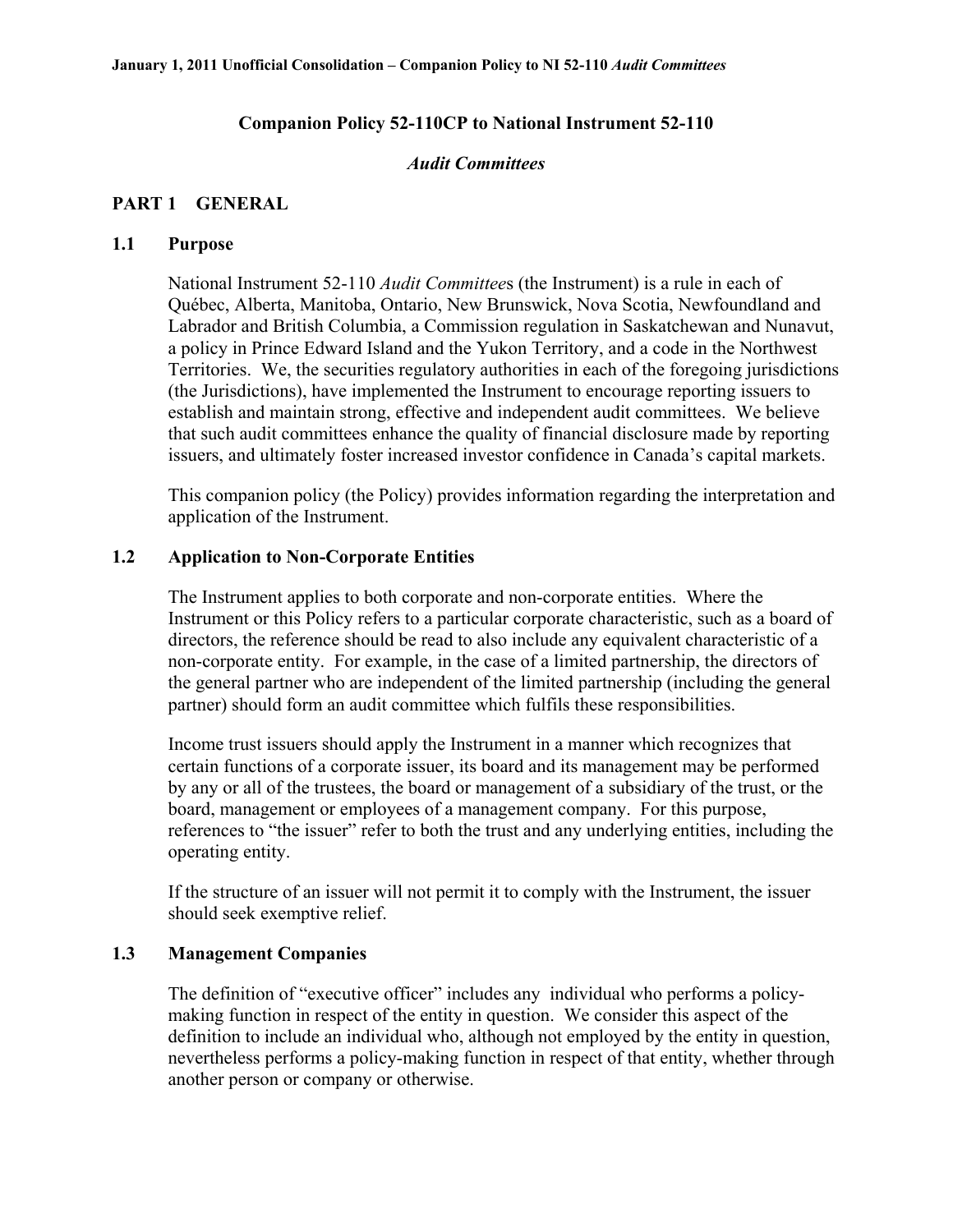# Companion Policy 52-110CP to National Instrument 52-110

## *Audit Committees*

## PART 1 GENERAL

### 1.1 Purpose

National Instrument 52-110 *Audit Committees* (the Instrument) is a rule in each of Québec, Alberta, Manitoba, Ontario, New Brunswick, Nova Scotia, Newfoundland and Labrador and British Columbia, a Commission regulation in Saskatchewan and Nunavut, a policy in Prince Edward Island and the Yukon Territory, and a code in the Northwest Territories. We, the securities regulatory authorities in each of the foregoing jurisdictions (the Jurisdictions), have implemented the Instrument to encourage reporting issuers to establish and maintain strong, effective and independent audit committees. We believe that such audit committees enhance the quality of financial disclosure made by reporting issuers, and ultimately foster increased investor confidence in Canada's capital markets.

This companion policy (the Policy) provides information regarding the interpretation and application of the Instrument.

### 1.2 Application to Non-Corporate Entities

The Instrument applies to both corporate and non-corporate entities. Where the Instrument or this Policy refers to a particular corporate characteristic, such as a board of directors, the reference should be read to also include any equivalent characteristic of a non-corporate entity. For example, in the case of a limited partnership, the directors of the general partner who are independent of the limited partnership (including the general partner) should form an audit committee which fulfils these responsibilities.

Income trust issuers should apply the Instrument in a manner which recognizes that certain functions of a corporate issuer, its board and its management may be performed by any or all of the trustees, the board or management of a subsidiary of the trust, or the board, management or employees of a management company. For this purpose, references to "the issuer" refer to both the trust and any underlying entities, including the operating entity.

If the structure of an issuer will not permit it to comply with the Instrument, the issuer should seek exemptive relief.

### 1.3 Management Companies

The definition of "executive officer" includes any individual who performs a policy-making function in respect of the entity in question. We consider this aspect of the definition to include an individual who, although not employed by the entity in question, nevertheless performs a policy-making function in respect of that entity, whether through another person or company or otherwise.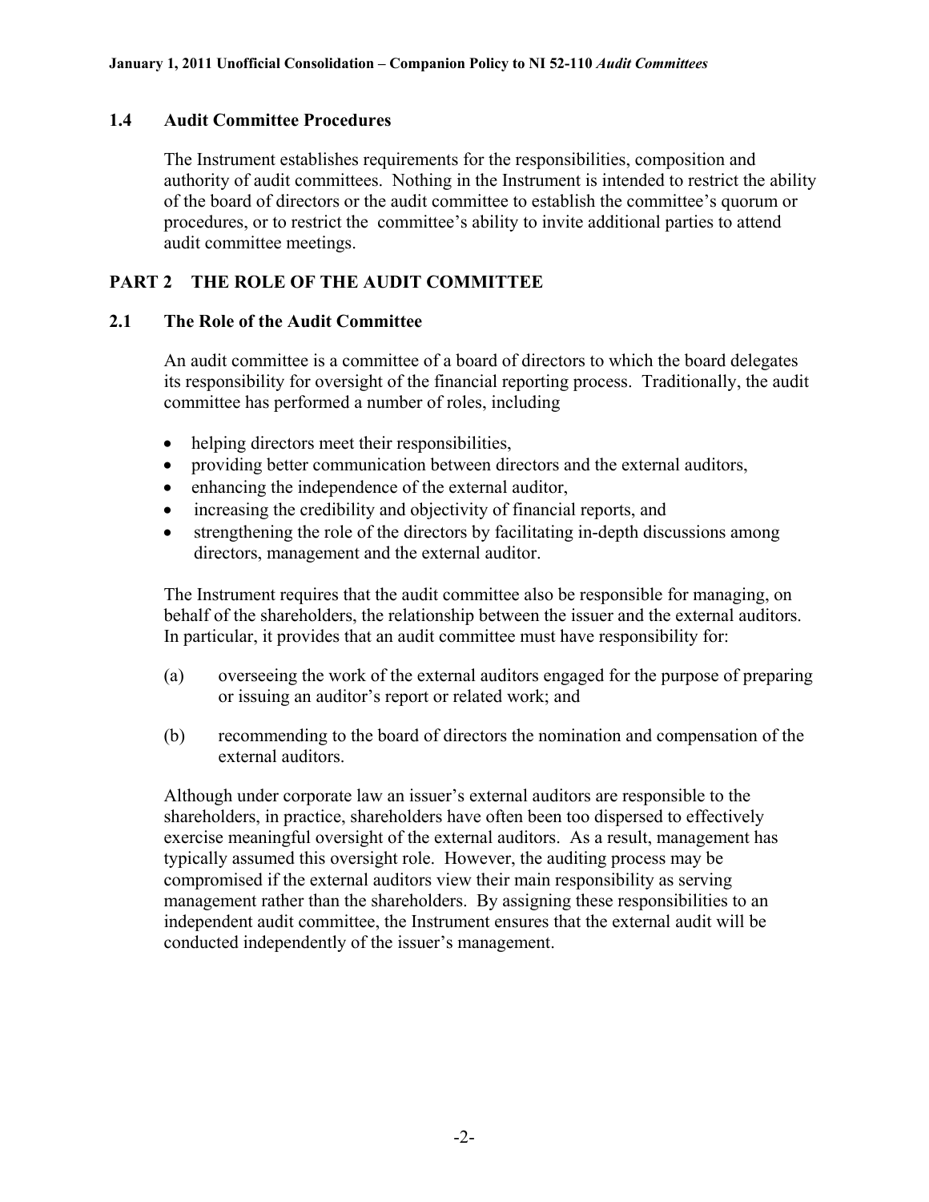### 1.4 Audit Committee Procedures

The Instrument establishes requirements for the responsibilities, composition and authority of audit committees. Nothing in the Instrument is intended to restrict the ability of the board of directors or the audit committee to establish the committee's quorum or procedures, or to restrict the committee's ability to invite additional parties to attend audit committee meetings.

## PART 2 THE ROLE OF THE AUDIT COMMITTEE

### 2.1 The Role of the Audit Committee

An audit committee is a committee of a board of directors to which the board delegates its responsibility for oversight of the financial reporting process. Traditionally, the audit committee has performed a number of roles, including

- helping directors meet their responsibilities,
- providing better communication between directors and the external auditors,
- enhancing the independence of the external auditor,
- increasing the credibility and objectivity of financial reports, and
- strengthening the role of the directors by facilitating in-depth discussions among directors, management and the external auditor.

The Instrument requires that the audit committee also be responsible for managing, on behalf of the shareholders, the relationship between the issuer and the external auditors. In particular, it provides that an audit committee must have responsibility for:

(a) overseeing the work of the external auditors engaged for the purpose of preparing or issuing an auditor's report or related work; and

(b) recommending to the board of directors the nomination and compensation of the external auditors.

Although under corporate law an issuer's external auditors are responsible to the shareholders, in practice, shareholders have often been too dispersed to effectively exercise meaningful oversight of the external auditors. As a result, management has typically assumed this oversight role. However, the auditing process may be compromised if the external auditors view their main responsibility as serving management rather than the shareholders. By assigning these responsibilities to an independent audit committee, the Instrument ensures that the external audit will be conducted independently of the issuer's management.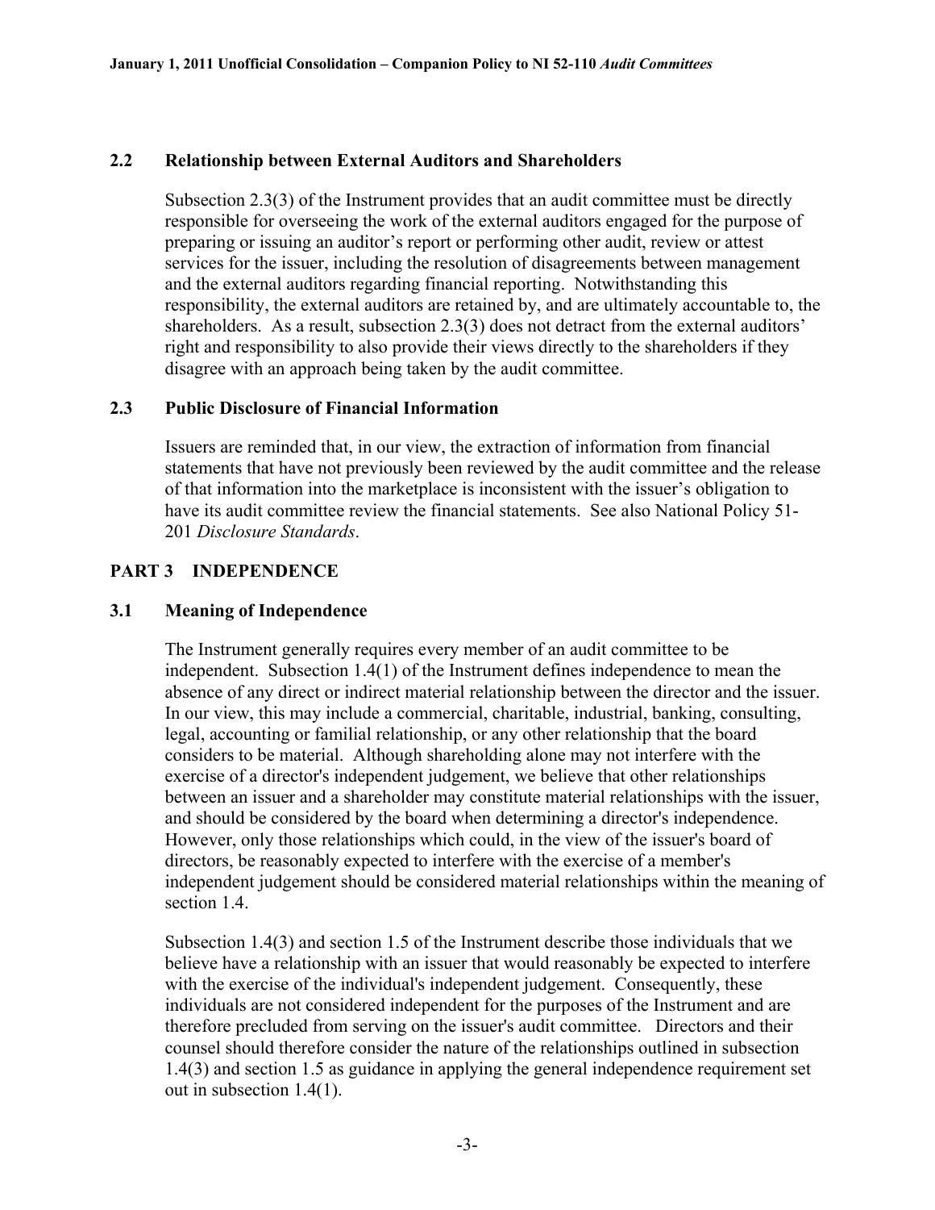### 2.2 Relationship between External Auditors and Shareholders

Subsection 2.3(3) of the Instrument provides that an audit committee must be directly responsible for overseeing the work of the external auditors engaged for the purpose of preparing or issuing an auditor's report or performing other audit, review or attest services for the issuer, including the resolution of disagreements between management and the external auditors regarding financial reporting. Notwithstanding this responsibility, the external auditors are retained by, and are ultimately accountable to, the shareholders. As a result, subsection 2.3(3) does not detract from the external auditors' right and responsibility to also provide their views directly to the shareholders if they disagree with an approach being taken by the audit committee.

### 2.3 Public Disclosure of Financial Information

Issuers are reminded that, in our view, the extraction of information from financial statements that have not previously been reviewed by the audit committee and the release of that information into the marketplace is inconsistent with the issuer's obligation to have its audit committee review the financial statements. See also National Policy 51-201 *Disclosure Standards*.

## PART 3 INDEPENDENCE

### 3.1 Meaning of Independence

The Instrument generally requires every member of an audit committee to be independent. Subsection 1.4(1) of the Instrument defines independence to mean the absence of any direct or indirect material relationship between the director and the issuer. In our view, this may include a commercial, charitable, industrial, banking, consulting, legal, accounting or familial relationship, or any other relationship that the board considers to be material. Although shareholding alone may not interfere with the exercise of a director's independent judgement, we believe that other relationships between an issuer and a shareholder may constitute material relationships with the issuer, and should be considered by the board when determining a director's independence. However, only those relationships which could, in the view of the issuer's board of directors, be reasonably expected to interfere with the exercise of a member's independent judgement should be considered material relationships within the meaning of section 1.4.

Subsection 1.4(3) and section 1.5 of the Instrument describe those individuals that we believe have a relationship with an issuer that would reasonably be expected to interfere with the exercise of the individual's independent judgement. Consequently, these individuals are not considered independent for the purposes of the Instrument and are therefore precluded from serving on the issuer's audit committee. Directors and their counsel should therefore consider the nature of the relationships outlined in subsection 1.4(3) and section 1.5 as guidance in applying the general independence requirement set out in subsection 1.4(1).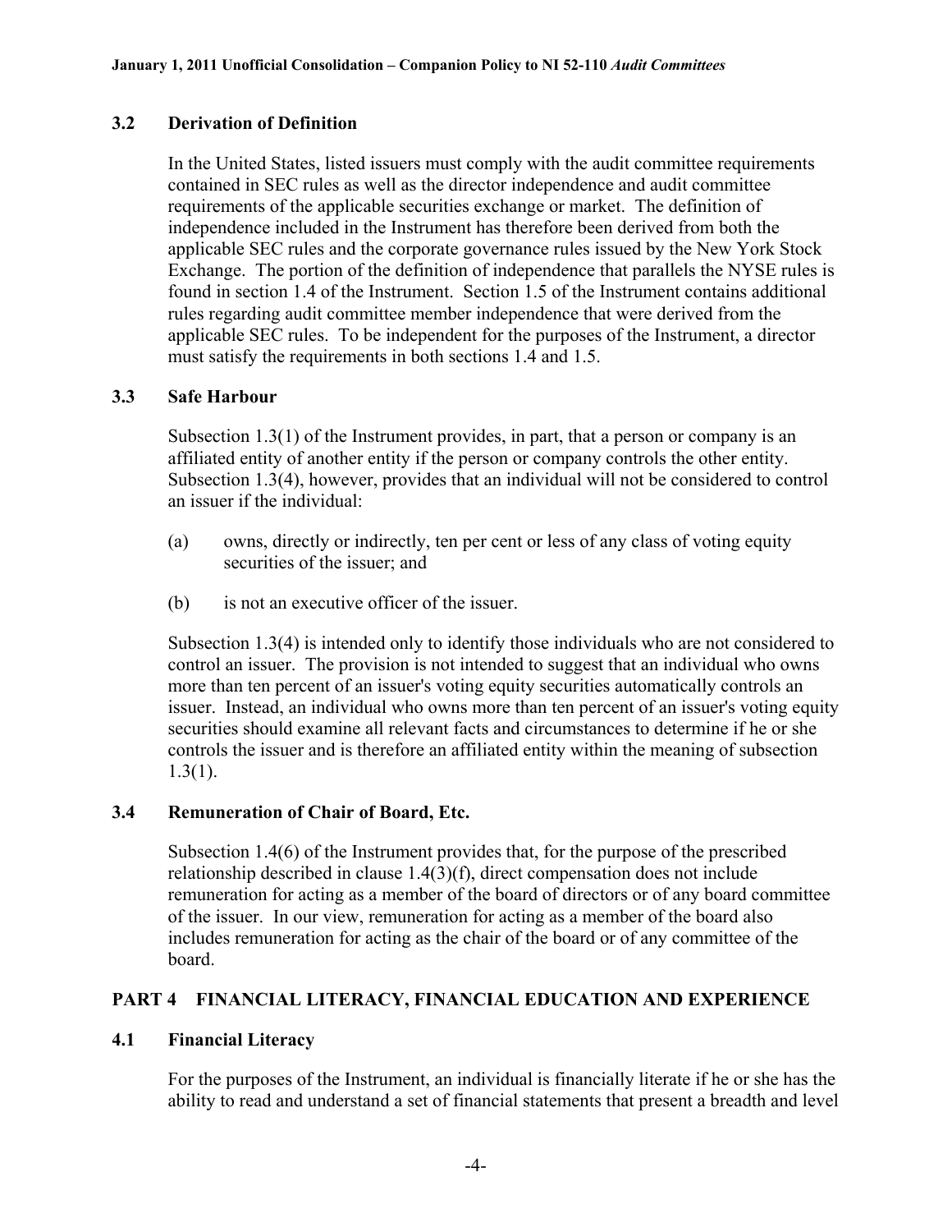### 3.2 Derivation of Definition

In the United States, listed issuers must comply with the audit committee requirements contained in SEC rules as well as the director independence and audit committee requirements of the applicable securities exchange or market. The definition of independence included in the Instrument has therefore been derived from both the applicable SEC rules and the corporate governance rules issued by the New York Stock Exchange. The portion of the definition of independence that parallels the NYSE rules is found in section 1.4 of the Instrument. Section 1.5 of the Instrument contains additional rules regarding audit committee member independence that were derived from the applicable SEC rules. To be independent for the purposes of the Instrument, a director must satisfy the requirements in both sections 1.4 and 1.5.

### 3.3 Safe Harbour

Subsection 1.3(1) of the Instrument provides, in part, that a person or company is an affiliated entity of another entity if the person or company controls the other entity. Subsection 1.3(4), however, provides that an individual will not be considered to control an issuer if the individual:

(a) owns, directly or indirectly, ten per cent or less of any class of voting equity securities of the issuer; and

(b) is not an executive officer of the issuer.

Subsection 1.3(4) is intended only to identify those individuals who are not considered to control an issuer. The provision is not intended to suggest that an individual who owns more than ten percent of an issuer's voting equity securities automatically controls an issuer. Instead, an individual who owns more than ten percent of an issuer's voting equity securities should examine all relevant facts and circumstances to determine if he or she controls the issuer and is therefore an affiliated entity within the meaning of subsection 1.3(1).

### 3.4 Remuneration of Chair of Board, Etc.

Subsection 1.4(6) of the Instrument provides that, for the purpose of the prescribed relationship described in clause 1.4(3)(f), direct compensation does not include remuneration for acting as a member of the board of directors or of any board committee of the issuer. In our view, remuneration for acting as a member of the board also includes remuneration for acting as the chair of the board or of any committee of the board.

## PART 4 FINANCIAL LITERACY, FINANCIAL EDUCATION AND EXPERIENCE

### 4.1 Financial Literacy

For the purposes of the Instrument, an individual is financially literate if he or she has the ability to read and understand a set of financial statements that present a breadth and level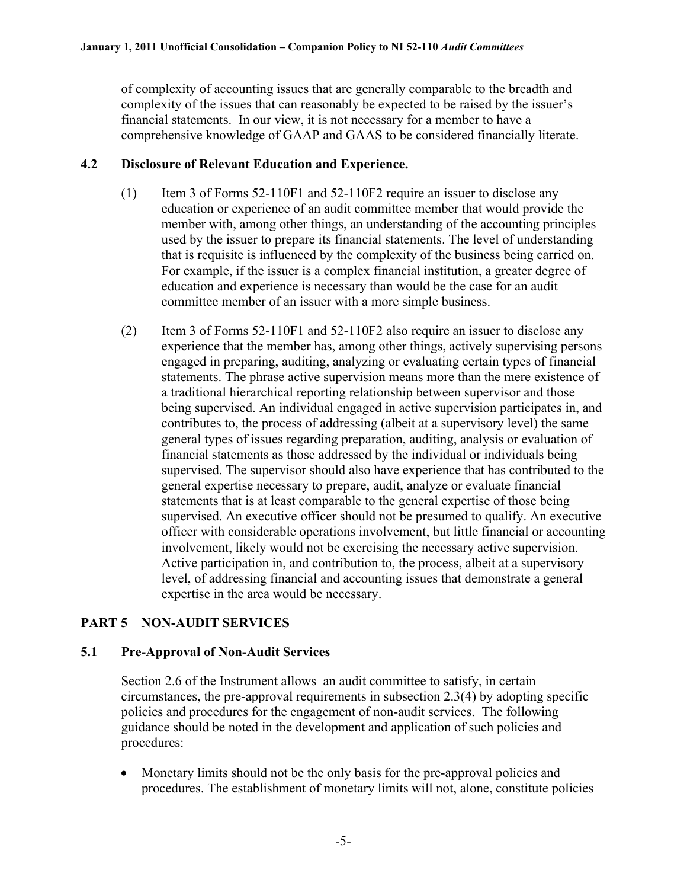of complexity of accounting issues that are generally comparable to the breadth and complexity of the issues that can reasonably be expected to be raised by the issuer's financial statements. In our view, it is not necessary for a member to have a comprehensive knowledge of GAAP and GAAS to be considered financially literate.

### 4.2 Disclosure of Relevant Education and Experience.

(1) Item 3 of Forms 52-110F1 and 52-110F2 require an issuer to disclose any education or experience of an audit committee member that would provide the member with, among other things, an understanding of the accounting principles used by the issuer to prepare its financial statements. The level of understanding that is requisite is influenced by the complexity of the business being carried on. For example, if the issuer is a complex financial institution, a greater degree of education and experience is necessary than would be the case for an audit committee member of an issuer with a more simple business.

(2) Item 3 of Forms 52-110F1 and 52-110F2 also require an issuer to disclose any experience that the member has, among other things, actively supervising persons engaged in preparing, auditing, analyzing or evaluating certain types of financial statements. The phrase active supervision means more than the mere existence of a traditional hierarchical reporting relationship between supervisor and those being supervised. An individual engaged in active supervision participates in, and contributes to, the process of addressing (albeit at a supervisory level) the same general types of issues regarding preparation, auditing, analysis or evaluation of financial statements as those addressed by the individual or individuals being supervised. The supervisor should also have experience that has contributed to the general expertise necessary to prepare, audit, analyze or evaluate financial statements that is at least comparable to the general expertise of those being supervised. An executive officer should not be presumed to qualify. An executive officer with considerable operations involvement, but little financial or accounting involvement, likely would not be exercising the necessary active supervision. Active participation in, and contribution to, the process, albeit at a supervisory level, of addressing financial and accounting issues that demonstrate a general expertise in the area would be necessary.

## PART 5 NON-AUDIT SERVICES

### 5.1 Pre-Approval of Non-Audit Services

Section 2.6 of the Instrument allows an audit committee to satisfy, in certain circumstances, the pre-approval requirements in subsection 2.3(4) by adopting specific policies and procedures for the engagement of non-audit services. The following guidance should be noted in the development and application of such policies and procedures:

- Monetary limits should not be the only basis for the pre-approval policies and procedures. The establishment of monetary limits will not, alone, constitute policies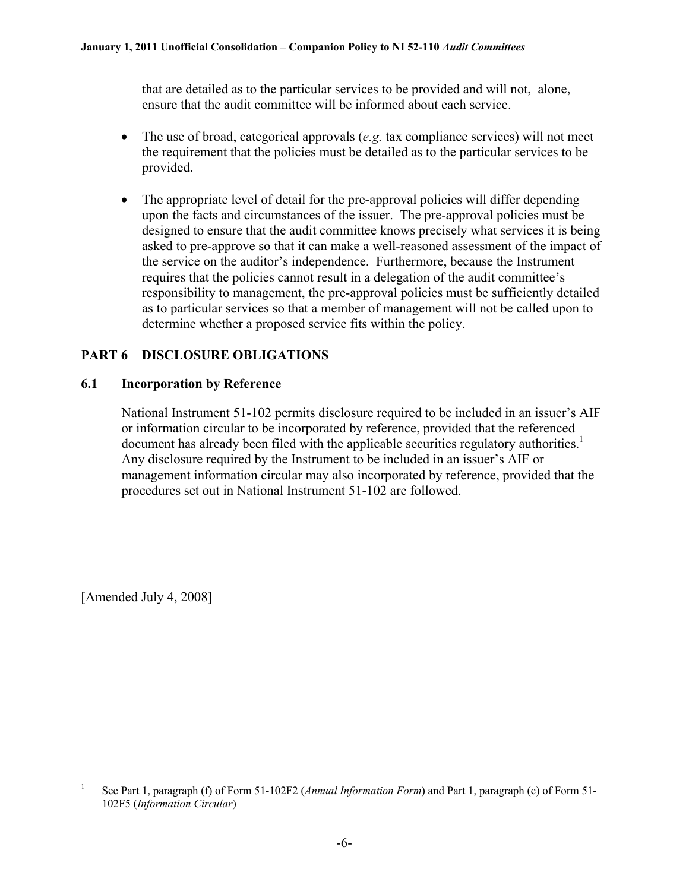that are detailed as to the particular services to be provided and will not, alone, ensure that the audit committee will be informed about each service.

- The use of broad, categorical approvals (*e.g.* tax compliance services) will not meet the requirement that the policies must be detailed as to the particular services to be provided.

- The appropriate level of detail for the pre-approval policies will differ depending upon the facts and circumstances of the issuer. The pre-approval policies must be designed to ensure that the audit committee knows precisely what services it is being asked to pre-approve so that it can make a well-reasoned assessment of the impact of the service on the auditor's independence. Furthermore, because the Instrument requires that the policies cannot result in a delegation of the audit committee's responsibility to management, the pre-approval policies must be sufficiently detailed as to particular services so that a member of management will not be called upon to determine whether a proposed service fits within the policy.

## PART 6 DISCLOSURE OBLIGATIONS

### 6.1 Incorporation by Reference

National Instrument 51-102 permits disclosure required to be included in an issuer's AIF or information circular to be incorporated by reference, provided that the referenced document has already been filed with the applicable securities regulatory authorities.[1] Any disclosure required by the Instrument to be included in an issuer's AIF or management information circular may also incorporated by reference, provided that the procedures set out in National Instrument 51-102 are followed.

[Amended July 4, 2008]

---

[1] See Part 1, paragraph (f) of Form 51-102F2 (*Annual Information Form*) and Part 1, paragraph (c) of Form 51-102F5 (*Information Circular*)